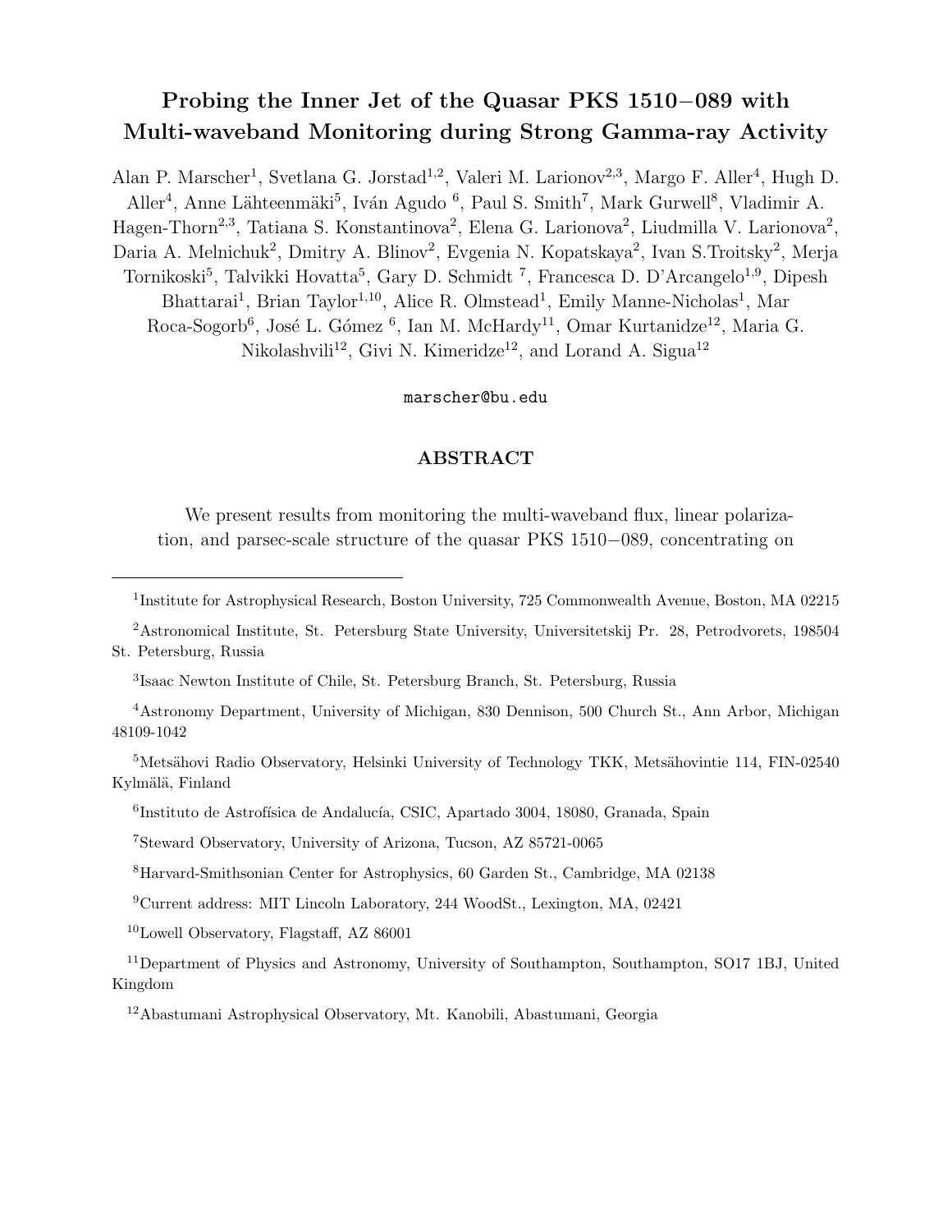# Probing the Inner Jet of the Quasar PKS 1510−089 with Multi-waveband Monitoring during Strong Gamma-ray Activity

Alan P. Marscher[1], Svetlana G. Jorstad[1,2], Valeri M. Larionov[2,3], Margo F. Aller[4], Hugh D. Aller[4], Anne Lähteenmäki[5], Iván Agudo [6], Paul S. Smith[7], Mark Gurwell[8], Vladimir A. Hagen-Thorn[2,3], Tatiana S. Konstantinova[2], Elena G. Larionova[2], Liudmilla V. Larionova[2], Daria A. Melnichuk[2], Dmitry A. Blinov[2], Evgenia N. Kopatskaya[2], Ivan S.Troitsky[2], Merja Tornikoski[5], Talvikki Hovatta[5], Gary D. Schmidt [7], Francesca D. D'Arcangelo[1,9], Dipesh Bhattarai[1], Brian Taylor[1,10], Alice R. Olmstead[1], Emily Manne-Nicholas[1], Mar Roca-Sogorb[6], José L. Gómez [6], Ian M. McHardy[11], Omar Kurtanidze[12], Maria G. Nikolashvili[12], Givi N. Kimeridze[12], and Lorand A. Sigua[12]

marscher@bu.edu

## ABSTRACT

We present results from monitoring the multi-waveband flux, linear polarization, and parsec-scale structure of the quasar PKS 1510−089, concentrating on

---

[1] Institute for Astrophysical Research, Boston University, 725 Commonwealth Avenue, Boston, MA 02215

[2] Astronomical Institute, St. Petersburg State University, Universitetskij Pr. 28, Petrodvorets, 198504 St. Petersburg, Russia

[3] Isaac Newton Institute of Chile, St. Petersburg Branch, St. Petersburg, Russia

[4] Astronomy Department, University of Michigan, 830 Dennison, 500 Church St., Ann Arbor, Michigan 48109-1042

[5] Metsähovi Radio Observatory, Helsinki University of Technology TKK, Metsähovintie 114, FIN-02540 Kylmälä, Finland

[6] Instituto de Astrofísica de Andalucía, CSIC, Apartado 3004, 18080, Granada, Spain

[7] Steward Observatory, University of Arizona, Tucson, AZ 85721-0065

[8] Harvard-Smithsonian Center for Astrophysics, 60 Garden St., Cambridge, MA 02138

[9] Current address: MIT Lincoln Laboratory, 244 WoodSt., Lexington, MA, 02421

[10] Lowell Observatory, Flagstaff, AZ 86001

[11] Department of Physics and Astronomy, University of Southampton, Southampton, SO17 1BJ, United Kingdom

[12] Abastumani Astrophysical Observatory, Mt. Kanobili, Abastumani, Georgia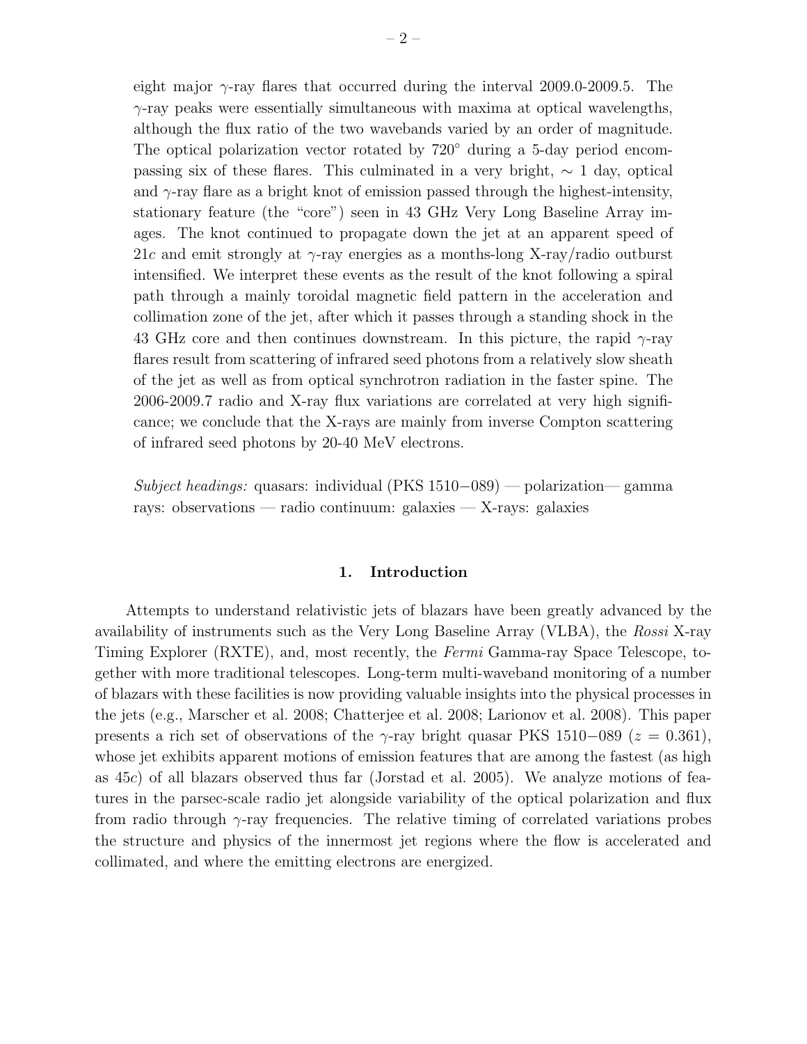eight major $\gamma$-ray flares that occurred during the interval 2009.0-2009.5. The $\gamma$-ray peaks were essentially simultaneous with maxima at optical wavelengths, although the flux ratio of the two wavebands varied by an order of magnitude. The optical polarization vector rotated by 720° during a 5-day period encompassing six of these flares. This culminated in a very bright, $\sim 1$ day, optical and $\gamma$-ray flare as a bright knot of emission passed through the highest-intensity, stationary feature (the "core") seen in 43 GHz Very Long Baseline Array images. The knot continued to propagate down the jet at an apparent speed of $21c$ and emit strongly at $\gamma$-ray energies as a months-long X-ray/radio outburst intensified. We interpret these events as the result of the knot following a spiral path through a mainly toroidal magnetic field pattern in the acceleration and collimation zone of the jet, after which it passes through a standing shock in the 43 GHz core and then continues downstream. In this picture, the rapid $\gamma$-ray flares result from scattering of infrared seed photons from a relatively slow sheath of the jet as well as from optical synchrotron radiation in the faster spine. The 2006-2009.7 radio and X-ray flux variations are correlated at very high significance; we conclude that the X-rays are mainly from inverse Compton scattering of infrared seed photons by 20-40 MeV electrons.

*Subject headings:* quasars: individual (PKS 1510−089) — polarization— gamma rays: observations — radio continuum: galaxies — X-rays: galaxies

## 1. Introduction

Attempts to understand relativistic jets of blazars have been greatly advanced by the availability of instruments such as the Very Long Baseline Array (VLBA), the *Rossi* X-ray Timing Explorer (RXTE), and, most recently, the *Fermi* Gamma-ray Space Telescope, together with more traditional telescopes. Long-term multi-waveband monitoring of a number of blazars with these facilities is now providing valuable insights into the physical processes in the jets (e.g., Marscher et al. 2008; Chatterjee et al. 2008; Larionov et al. 2008). This paper presents a rich set of observations of the $\gamma$-ray bright quasar PKS 1510−089 ($z = 0.361$), whose jet exhibits apparent motions of emission features that are among the fastest (as high as $45c$) of all blazars observed thus far (Jorstad et al. 2005). We analyze motions of features in the parsec-scale radio jet alongside variability of the optical polarization and flux from radio through $\gamma$-ray frequencies. The relative timing of correlated variations probes the structure and physics of the innermost jet regions where the flow is accelerated and collimated, and where the emitting electrons are energized.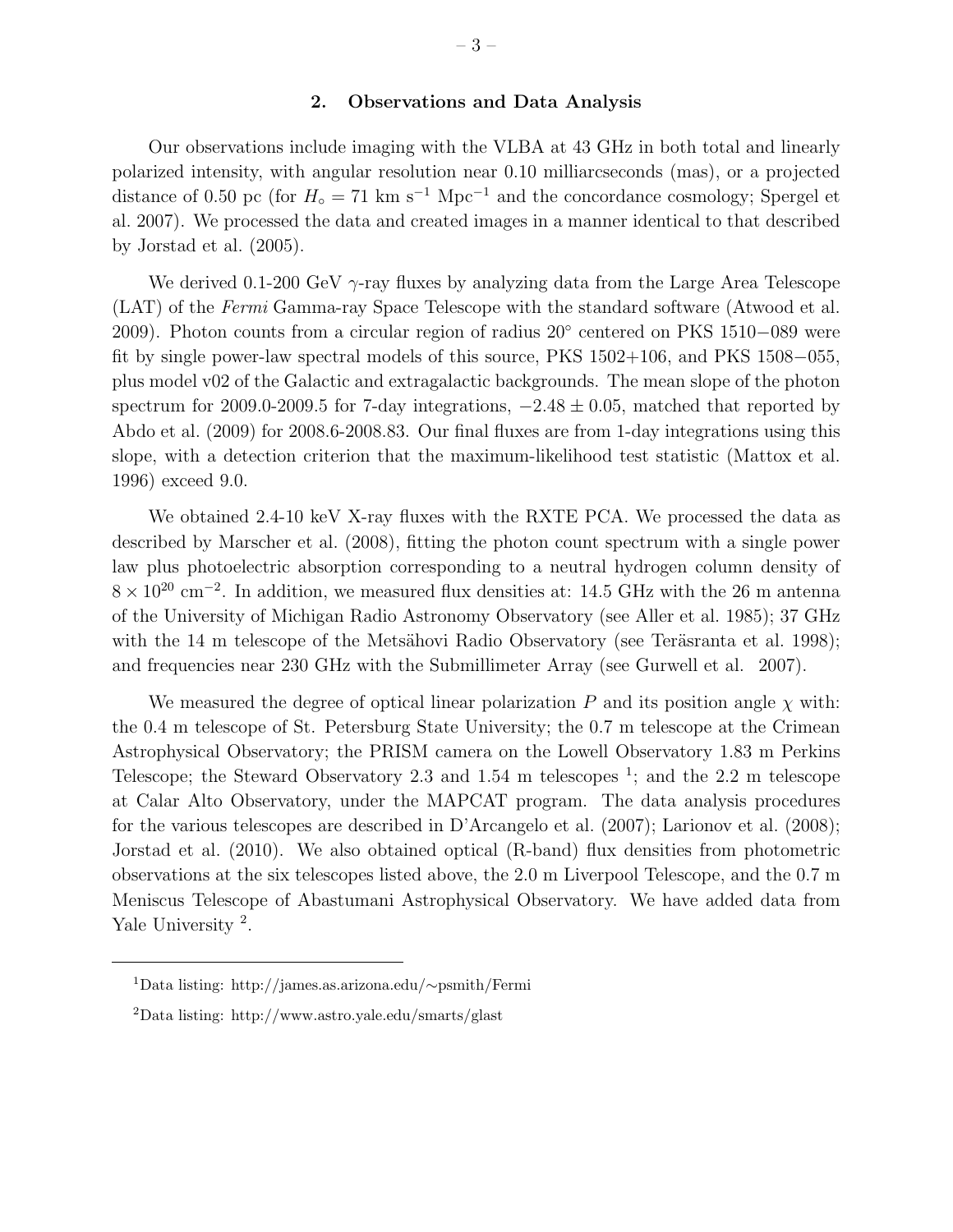## 2. Observations and Data Analysis

Our observations include imaging with the VLBA at 43 GHz in both total and linearly polarized intensity, with angular resolution near 0.10 milliarcseconds (mas), or a projected distance of 0.50 pc (for $H_{\circ} = 71$ km s$^{-1}$ Mpc$^{-1}$ and the concordance cosmology; Spergel et al. 2007). We processed the data and created images in a manner identical to that described by Jorstad et al. (2005).

We derived 0.1-200 GeV $\gamma$-ray fluxes by analyzing data from the Large Area Telescope (LAT) of the *Fermi* Gamma-ray Space Telescope with the standard software (Atwood et al. 2009). Photon counts from a circular region of radius 20° centered on PKS 1510−089 were fit by single power-law spectral models of this source, PKS 1502+106, and PKS 1508−055, plus model v02 of the Galactic and extragalactic backgrounds. The mean slope of the photon spectrum for 2009.0-2009.5 for 7-day integrations, $-2.48 \pm 0.05$, matched that reported by Abdo et al. (2009) for 2008.6-2008.83. Our final fluxes are from 1-day integrations using this slope, with a detection criterion that the maximum-likelihood test statistic (Mattox et al. 1996) exceed 9.0.

We obtained 2.4-10 keV X-ray fluxes with the RXTE PCA. We processed the data as described by Marscher et al. (2008), fitting the photon count spectrum with a single power law plus photoelectric absorption corresponding to a neutral hydrogen column density of $8 \times 10^{20}$ cm$^{-2}$. In addition, we measured flux densities at: 14.5 GHz with the 26 m antenna of the University of Michigan Radio Astronomy Observatory (see Aller et al. 1985); 37 GHz with the 14 m telescope of the Metsähovi Radio Observatory (see Teräsranta et al. 1998); and frequencies near 230 GHz with the Submillimeter Array (see Gurwell et al. 2007).

We measured the degree of optical linear polarization $P$ and its position angle $\chi$ with: the 0.4 m telescope of St. Petersburg State University; the 0.7 m telescope at the Crimean Astrophysical Observatory; the PRISM camera on the Lowell Observatory 1.83 m Perkins Telescope; the Steward Observatory 2.3 and 1.54 m telescopes [1]; and the 2.2 m telescope at Calar Alto Observatory, under the MAPCAT program. The data analysis procedures for the various telescopes are described in D'Arcangelo et al. (2007); Larionov et al. (2008); Jorstad et al. (2010). We also obtained optical (R-band) flux densities from photometric observations at the six telescopes listed above, the 2.0 m Liverpool Telescope, and the 0.7 m Meniscus Telescope of Abastumani Astrophysical Observatory. We have added data from Yale University [2].

---

[1] Data listing: http://james.as.arizona.edu/∼psmith/Fermi

[2] Data listing: http://www.astro.yale.edu/smarts/glast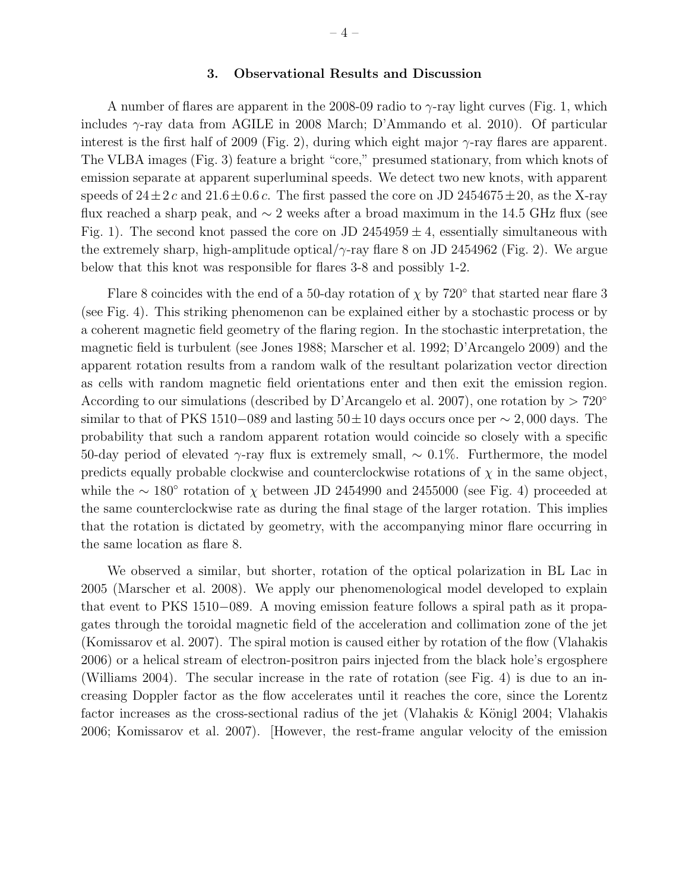## 3. Observational Results and Discussion

A number of flares are apparent in the 2008-09 radio to $\gamma$-ray light curves (Fig. 1, which includes $\gamma$-ray data from AGILE in 2008 March; D'Ammando et al. 2010). Of particular interest is the first half of 2009 (Fig. 2), during which eight major $\gamma$-ray flares are apparent. The VLBA images (Fig. 3) feature a bright "core," presumed stationary, from which knots of emission separate at apparent superluminal speeds. We detect two new knots, with apparent speeds of $24 \pm 2\,c$ and $21.6 \pm 0.6\,c$. The first passed the core on JD $2454675 \pm 20$, as the X-ray flux reached a sharp peak, and $\sim 2$ weeks after a broad maximum in the 14.5 GHz flux (see Fig. 1). The second knot passed the core on JD $2454959 \pm 4$, essentially simultaneous with the extremely sharp, high-amplitude optical/$\gamma$-ray flare 8 on JD 2454962 (Fig. 2). We argue below that this knot was responsible for flares 3-8 and possibly 1-2.

Flare 8 coincides with the end of a 50-day rotation of $\chi$ by 720° that started near flare 3 (see Fig. 4). This striking phenomenon can be explained either by a stochastic process or by a coherent magnetic field geometry of the flaring region. In the stochastic interpretation, the magnetic field is turbulent (see Jones 1988; Marscher et al. 1992; D'Arcangelo 2009) and the apparent rotation results from a random walk of the resultant polarization vector direction as cells with random magnetic field orientations enter and then exit the emission region. According to our simulations (described by D'Arcangelo et al. 2007), one rotation by $> 720°$ similar to that of PKS 1510$-$089 and lasting $50 \pm 10$ days occurs once per $\sim 2,000$ days. The probability that such a random apparent rotation would coincide so closely with a specific 50-day period of elevated $\gamma$-ray flux is extremely small, $\sim 0.1\%$. Furthermore, the model predicts equally probable clockwise and counterclockwise rotations of $\chi$ in the same object, while the $\sim 180°$ rotation of $\chi$ between JD 2454990 and 2455000 (see Fig. 4) proceeded at the same counterclockwise rate as during the final stage of the larger rotation. This implies that the rotation is dictated by geometry, with the accompanying minor flare occurring in the same location as flare 8.

We observed a similar, but shorter, rotation of the optical polarization in BL Lac in 2005 (Marscher et al. 2008). We apply our phenomenological model developed to explain that event to PKS 1510$-$089. A moving emission feature follows a spiral path as it propagates through the toroidal magnetic field of the acceleration and collimation zone of the jet (Komissarov et al. 2007). The spiral motion is caused either by rotation of the flow (Vlahakis 2006) or a helical stream of electron-positron pairs injected from the black hole's ergosphere (Williams 2004). The secular increase in the rate of rotation (see Fig. 4) is due to an increasing Doppler factor as the flow accelerates until it reaches the core, since the Lorentz factor increases as the cross-sectional radius of the jet (Vlahakis & Königl 2004; Vlahakis 2006; Komissarov et al. 2007). [However, the rest-frame angular velocity of the emission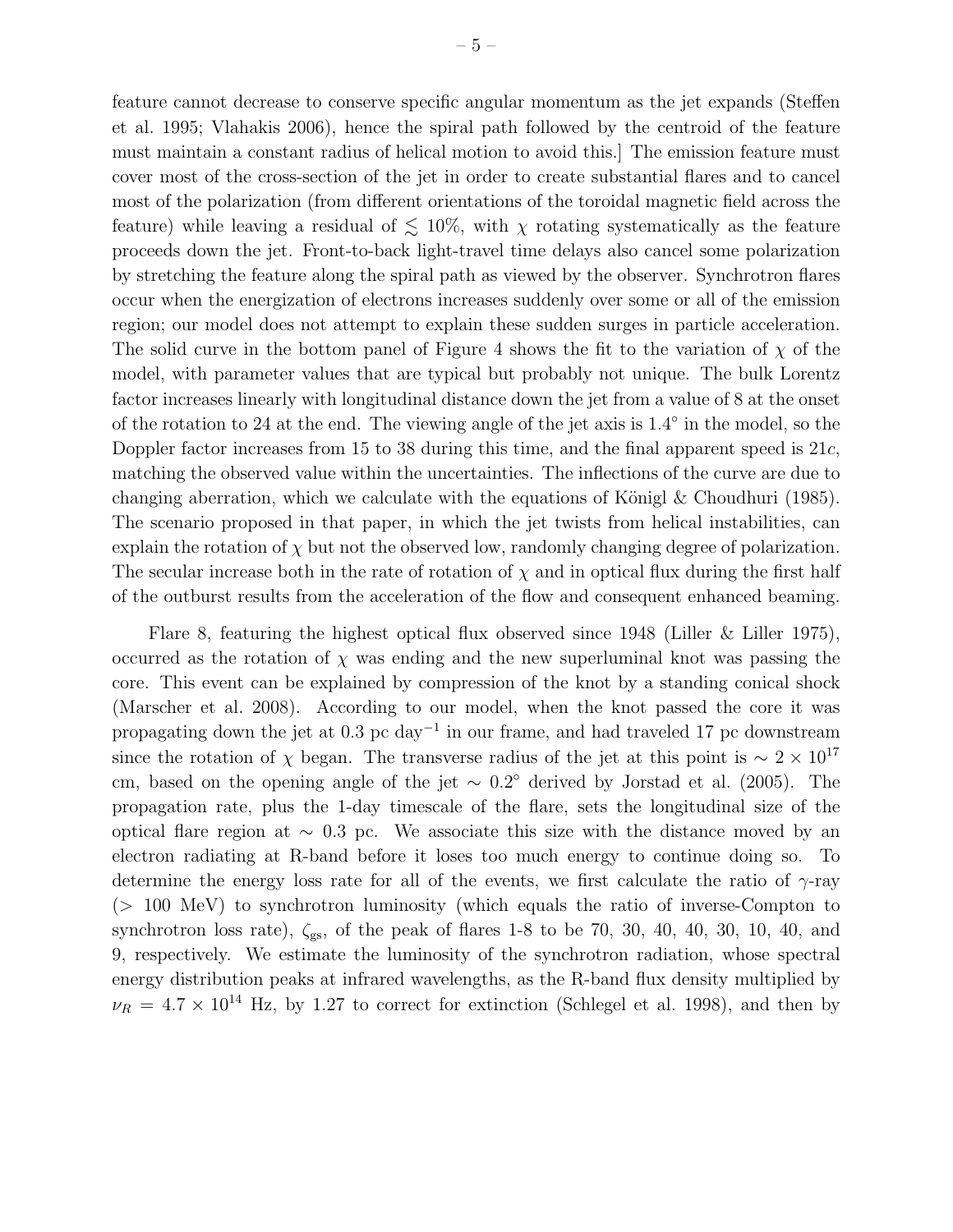feature cannot decrease to conserve specific angular momentum as the jet expands (Steffen et al. 1995; Vlahakis 2006), hence the spiral path followed by the centroid of the feature must maintain a constant radius of helical motion to avoid this.] The emission feature must cover most of the cross-section of the jet in order to create substantial flares and to cancel most of the polarization (from different orientations of the toroidal magnetic field across the feature) while leaving a residual of $\lesssim 10\%$, with $\chi$ rotating systematically as the feature proceeds down the jet. Front-to-back light-travel time delays also cancel some polarization by stretching the feature along the spiral path as viewed by the observer. Synchrotron flares occur when the energization of electrons increases suddenly over some or all of the emission region; our model does not attempt to explain these sudden surges in particle acceleration. The solid curve in the bottom panel of Figure 4 shows the fit to the variation of $\chi$ of the model, with parameter values that are typical but probably not unique. The bulk Lorentz factor increases linearly with longitudinal distance down the jet from a value of 8 at the onset of the rotation to 24 at the end. The viewing angle of the jet axis is $1.4^\circ$ in the model, so the Doppler factor increases from 15 to 38 during this time, and the final apparent speed is $21c$, matching the observed value within the uncertainties. The inflections of the curve are due to changing aberration, which we calculate with the equations of Königl & Choudhuri (1985). The scenario proposed in that paper, in which the jet twists from helical instabilities, can explain the rotation of $\chi$ but not the observed low, randomly changing degree of polarization. The secular increase both in the rate of rotation of $\chi$ and in optical flux during the first half of the outburst results from the acceleration of the flow and consequent enhanced beaming.

Flare 8, featuring the highest optical flux observed since 1948 (Liller & Liller 1975), occurred as the rotation of $\chi$ was ending and the new superluminal knot was passing the core. This event can be explained by compression of the knot by a standing conical shock (Marscher et al. 2008). According to our model, when the knot passed the core it was propagating down the jet at 0.3 pc day$^{-1}$ in our frame, and had traveled 17 pc downstream since the rotation of $\chi$ began. The transverse radius of the jet at this point is $\sim 2 \times 10^{17}$ cm, based on the opening angle of the jet $\sim 0.2^\circ$ derived by Jorstad et al. (2005). The propagation rate, plus the 1-day timescale of the flare, sets the longitudinal size of the optical flare region at $\sim$ 0.3 pc. We associate this size with the distance moved by an electron radiating at R-band before it loses too much energy to continue doing so. To determine the energy loss rate for all of the events, we first calculate the ratio of $\gamma$-ray ($>$ 100 MeV) to synchrotron luminosity (which equals the ratio of inverse-Compton to synchrotron loss rate), $\zeta_{\rm gs}$, of the peak of flares 1-8 to be 70, 30, 40, 40, 30, 10, 40, and 9, respectively. We estimate the luminosity of the synchrotron radiation, whose spectral energy distribution peaks at infrared wavelengths, as the R-band flux density multiplied by $\nu_R = 4.7 \times 10^{14}$ Hz, by 1.27 to correct for extinction (Schlegel et al. 1998), and then by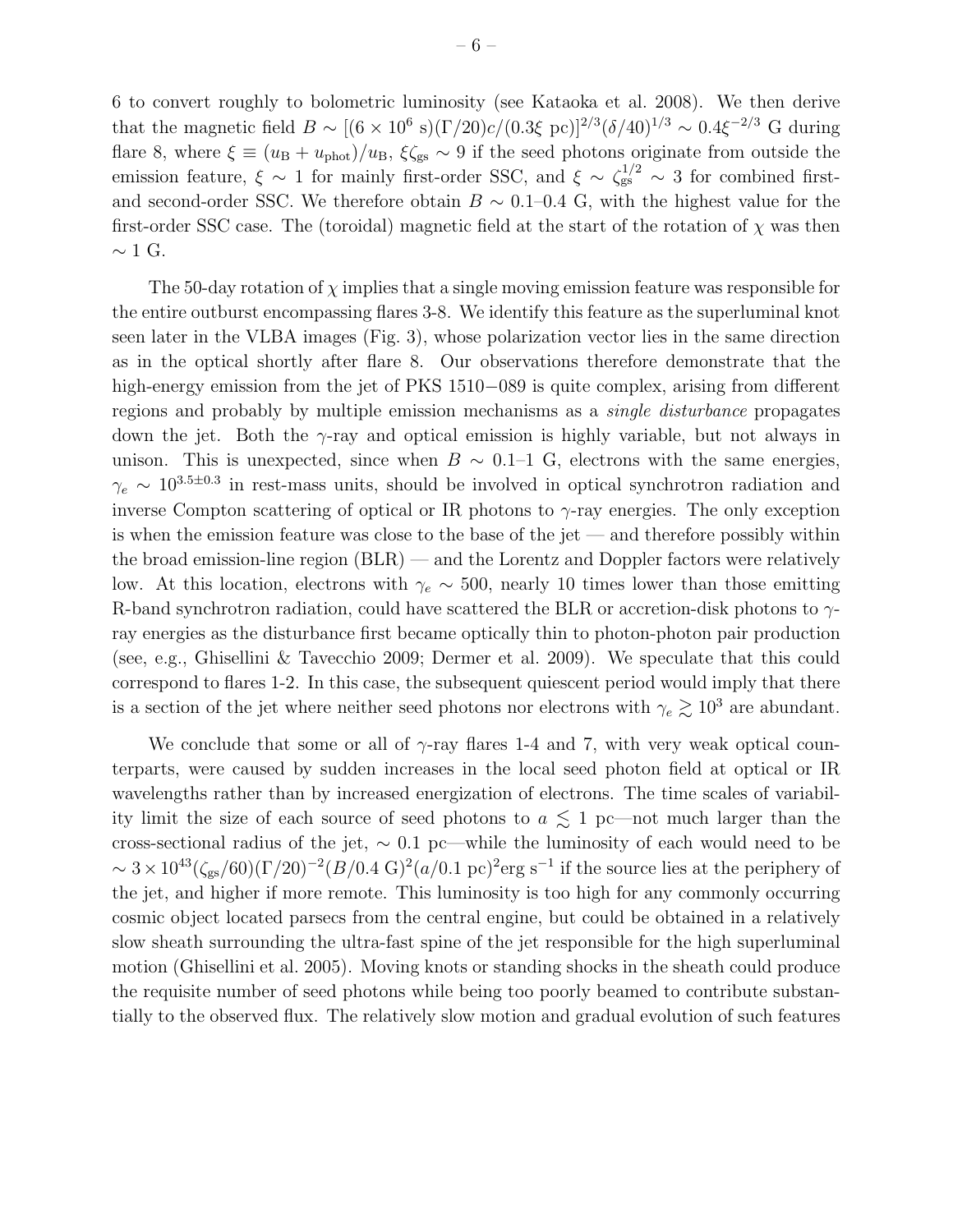6 to convert roughly to bolometric luminosity (see Kataoka et al. 2008). We then derive that the magnetic field $B \sim [(6 \times 10^6 \text{ s})(\Gamma/20)c/(0.3\xi \text{ pc})]^{2/3}(\delta/40)^{1/3} \sim 0.4\xi^{-2/3}$ G during flare 8, where $\xi \equiv (u_{\rm B} + u_{\rm phot})/u_{\rm B}$, $\xi\zeta_{\rm gs} \sim 9$ if the seed photons originate from outside the emission feature, $\xi \sim 1$ for mainly first-order SSC, and $\xi \sim \zeta_{\rm gs}^{1/2} \sim 3$ for combined first- and second-order SSC. We therefore obtain $B \sim 0.1$–$0.4$ G, with the highest value for the first-order SSC case. The (toroidal) magnetic field at the start of the rotation of $\chi$ was then $\sim 1$ G.

The 50-day rotation of $\chi$ implies that a single moving emission feature was responsible for the entire outburst encompassing flares 3-8. We identify this feature as the superluminal knot seen later in the VLBA images (Fig. 3), whose polarization vector lies in the same direction as in the optical shortly after flare 8. Our observations therefore demonstrate that the high-energy emission from the jet of PKS 1510−089 is quite complex, arising from different regions and probably by multiple emission mechanisms as a *single disturbance* propagates down the jet. Both the $\gamma$-ray and optical emission is highly variable, but not always in unison. This is unexpected, since when $B \sim 0.1$–$1$ G, electrons with the same energies, $\gamma_e \sim 10^{3.5\pm0.3}$ in rest-mass units, should be involved in optical synchrotron radiation and inverse Compton scattering of optical or IR photons to $\gamma$-ray energies. The only exception is when the emission feature was close to the base of the jet — and therefore possibly within the broad emission-line region (BLR) — and the Lorentz and Doppler factors were relatively low. At this location, electrons with $\gamma_e \sim 500$, nearly 10 times lower than those emitting R-band synchrotron radiation, could have scattered the BLR or accretion-disk photons to $\gamma$-ray energies as the disturbance first became optically thin to photon-photon pair production (see, e.g., Ghisellini & Tavecchio 2009; Dermer et al. 2009). We speculate that this could correspond to flares 1-2. In this case, the subsequent quiescent period would imply that there is a section of the jet where neither seed photons nor electrons with $\gamma_e \gtrsim 10^3$ are abundant.

We conclude that some or all of $\gamma$-ray flares 1-4 and 7, with very weak optical counterparts, were caused by sudden increases in the local seed photon field at optical or IR wavelengths rather than by increased energization of electrons. The time scales of variability limit the size of each source of seed photons to $a \lesssim 1$ pc—not much larger than the cross-sectional radius of the jet, $\sim 0.1$ pc—while the luminosity of each would need to be $\sim 3 \times 10^{43}(\zeta_{\rm gs}/60)(\Gamma/20)^{-2}(B/0.4 \text{ G})^2(a/0.1 \text{ pc})^2 \text{erg s}^{-1}$ if the source lies at the periphery of the jet, and higher if more remote. This luminosity is too high for any commonly occurring cosmic object located parsecs from the central engine, but could be obtained in a relatively slow sheath surrounding the ultra-fast spine of the jet responsible for the high superluminal motion (Ghisellini et al. 2005). Moving knots or standing shocks in the sheath could produce the requisite number of seed photons while being too poorly beamed to contribute substantially to the observed flux. The relatively slow motion and gradual evolution of such features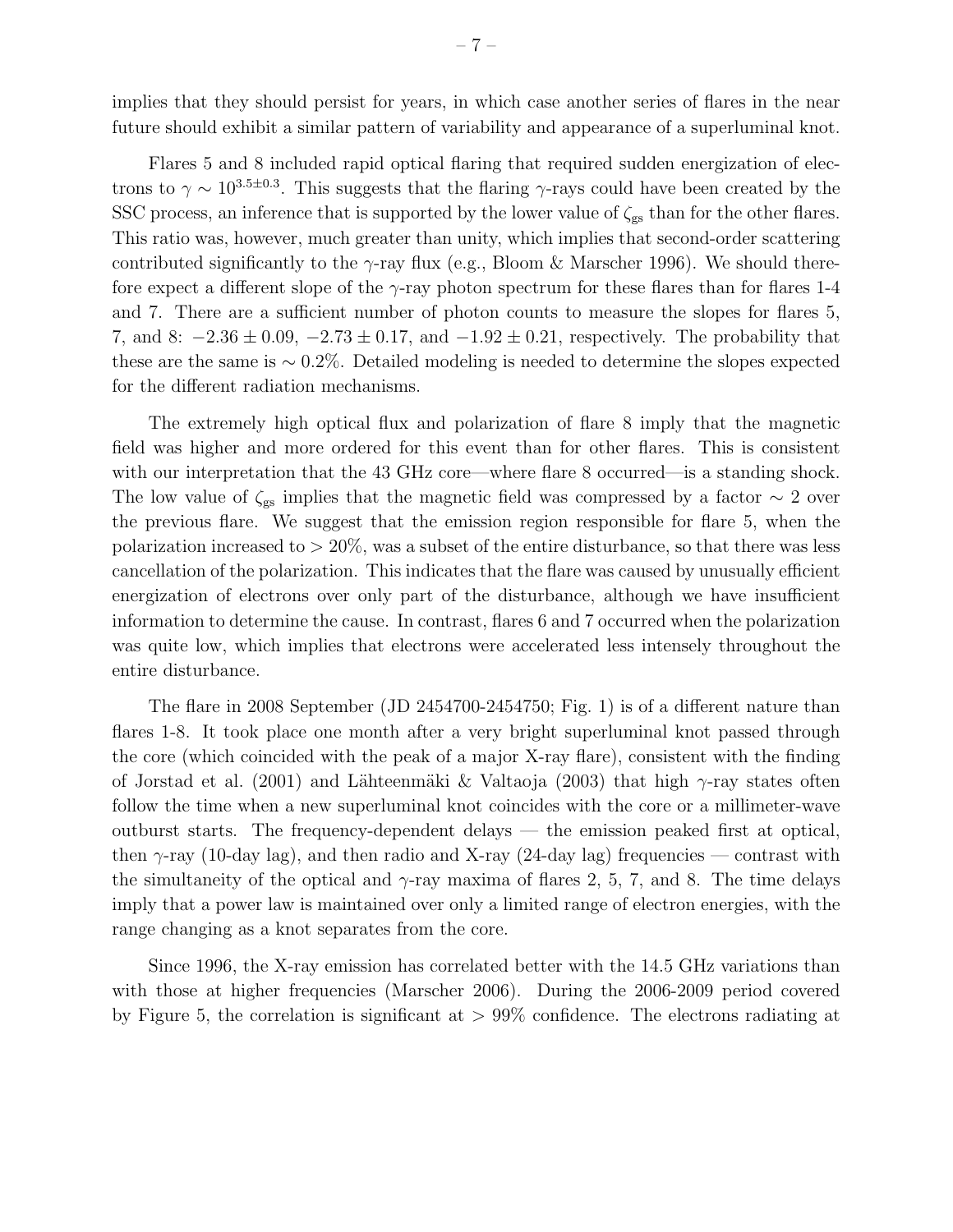implies that they should persist for years, in which case another series of flares in the near future should exhibit a similar pattern of variability and appearance of a superluminal knot.

Flares 5 and 8 included rapid optical flaring that required sudden energization of electrons to $\gamma \sim 10^{3.5\pm0.3}$. This suggests that the flaring $\gamma$-rays could have been created by the SSC process, an inference that is supported by the lower value of $\zeta_{\rm gs}$ than for the other flares. This ratio was, however, much greater than unity, which implies that second-order scattering contributed significantly to the $\gamma$-ray flux (e.g., Bloom & Marscher 1996). We should therefore expect a different slope of the $\gamma$-ray photon spectrum for these flares than for flares 1-4 and 7. There are a sufficient number of photon counts to measure the slopes for flares 5, 7, and 8: $-2.36 \pm 0.09$, $-2.73 \pm 0.17$, and $-1.92 \pm 0.21$, respectively. The probability that these are the same is $\sim 0.2\%$. Detailed modeling is needed to determine the slopes expected for the different radiation mechanisms.

The extremely high optical flux and polarization of flare 8 imply that the magnetic field was higher and more ordered for this event than for other flares. This is consistent with our interpretation that the 43 GHz core—where flare 8 occurred—is a standing shock. The low value of $\zeta_{\rm gs}$ implies that the magnetic field was compressed by a factor $\sim 2$ over the previous flare. We suggest that the emission region responsible for flare 5, when the polarization increased to $> 20\%$, was a subset of the entire disturbance, so that there was less cancellation of the polarization. This indicates that the flare was caused by unusually efficient energization of electrons over only part of the disturbance, although we have insufficient information to determine the cause. In contrast, flares 6 and 7 occurred when the polarization was quite low, which implies that electrons were accelerated less intensely throughout the entire disturbance.

The flare in 2008 September (JD 2454700-2454750; Fig. 1) is of a different nature than flares 1-8. It took place one month after a very bright superluminal knot passed through the core (which coincided with the peak of a major X-ray flare), consistent with the finding of Jorstad et al. (2001) and Lähteenmäki & Valtaoja (2003) that high $\gamma$-ray states often follow the time when a new superluminal knot coincides with the core or a millimeter-wave outburst starts. The frequency-dependent delays — the emission peaked first at optical, then $\gamma$-ray (10-day lag), and then radio and X-ray (24-day lag) frequencies — contrast with the simultaneity of the optical and $\gamma$-ray maxima of flares 2, 5, 7, and 8. The time delays imply that a power law is maintained over only a limited range of electron energies, with the range changing as a knot separates from the core.

Since 1996, the X-ray emission has correlated better with the 14.5 GHz variations than with those at higher frequencies (Marscher 2006). During the 2006-2009 period covered by Figure 5, the correlation is significant at $> 99\%$ confidence. The electrons radiating at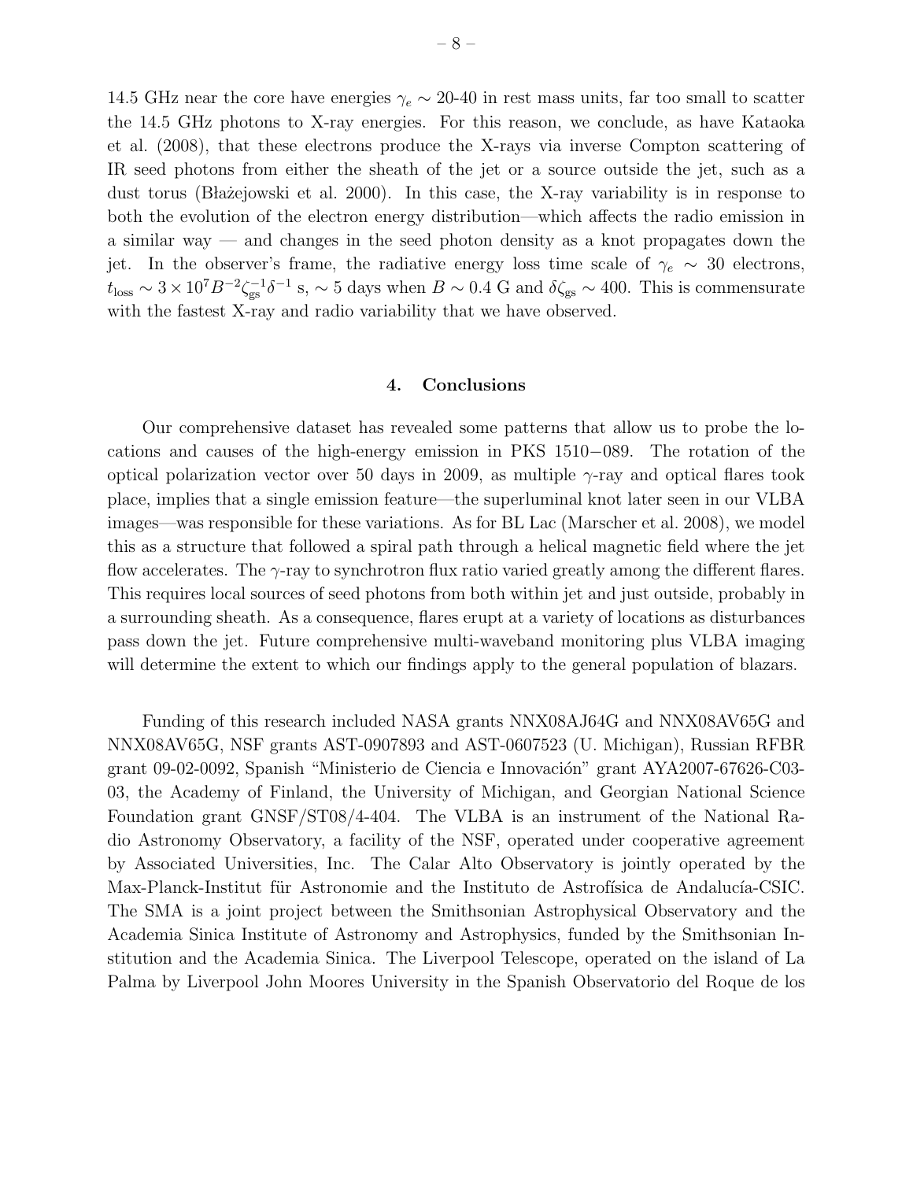14.5 GHz near the core have energies $\gamma_e \sim$ 20-40 in rest mass units, far too small to scatter the 14.5 GHz photons to X-ray energies. For this reason, we conclude, as have Kataoka et al. (2008), that these electrons produce the X-rays via inverse Compton scattering of IR seed photons from either the sheath of the jet or a source outside the jet, such as a dust torus (Błażejowski et al. 2000). In this case, the X-ray variability is in response to both the evolution of the electron energy distribution—which affects the radio emission in a similar way — and changes in the seed photon density as a knot propagates down the jet. In the observer's frame, the radiative energy loss time scale of $\gamma_e \sim 30$ electrons, $t_{\rm loss} \sim 3 \times 10^7 B^{-2} \zeta_{\rm gs}^{-1} \delta^{-1}$ s, $\sim 5$ days when $B \sim 0.4$ G and $\delta\zeta_{\rm gs} \sim 400$. This is commensurate with the fastest X-ray and radio variability that we have observed.

## 4. Conclusions

Our comprehensive dataset has revealed some patterns that allow us to probe the locations and causes of the high-energy emission in PKS 1510−089. The rotation of the optical polarization vector over 50 days in 2009, as multiple $\gamma$-ray and optical flares took place, implies that a single emission feature—the superluminal knot later seen in our VLBA images—was responsible for these variations. As for BL Lac (Marscher et al. 2008), we model this as a structure that followed a spiral path through a helical magnetic field where the jet flow accelerates. The $\gamma$-ray to synchrotron flux ratio varied greatly among the different flares. This requires local sources of seed photons from both within jet and just outside, probably in a surrounding sheath. As a consequence, flares erupt at a variety of locations as disturbances pass down the jet. Future comprehensive multi-waveband monitoring plus VLBA imaging will determine the extent to which our findings apply to the general population of blazars.

Funding of this research included NASA grants NNX08AJ64G and NNX08AV65G and NNX08AV65G, NSF grants AST-0907893 and AST-0607523 (U. Michigan), Russian RFBR grant 09-02-0092, Spanish "Ministerio de Ciencia e Innovación" grant AYA2007-67626-C03-03, the Academy of Finland, the University of Michigan, and Georgian National Science Foundation grant GNSF/ST08/4-404. The VLBA is an instrument of the National Radio Astronomy Observatory, a facility of the NSF, operated under cooperative agreement by Associated Universities, Inc. The Calar Alto Observatory is jointly operated by the Max-Planck-Institut für Astronomie and the Instituto de Astrofísica de Andalucía-CSIC. The SMA is a joint project between the Smithsonian Astrophysical Observatory and the Academia Sinica Institute of Astronomy and Astrophysics, funded by the Smithsonian Institution and the Academia Sinica. The Liverpool Telescope, operated on the island of La Palma by Liverpool John Moores University in the Spanish Observatorio del Roque de los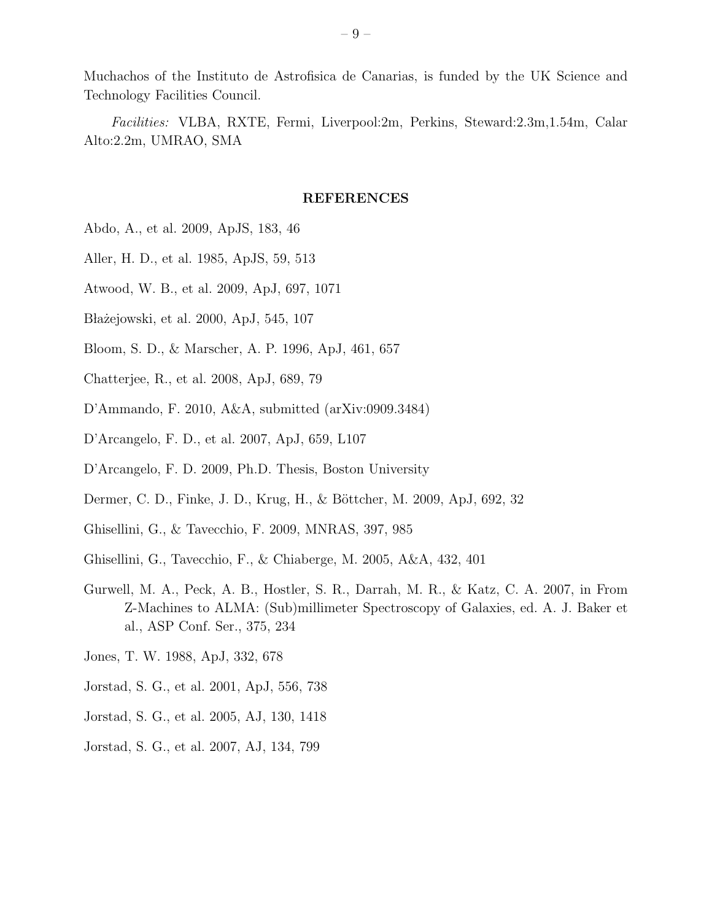Muchachos of the Instituto de Astrofisica de Canarias, is funded by the UK Science and Technology Facilities Council.

*Facilities:* VLBA, RXTE, Fermi, Liverpool:2m, Perkins, Steward:2.3m,1.54m, Calar Alto:2.2m, UMRAO, SMA

## REFERENCES

Abdo, A., et al. 2009, ApJS, 183, 46

Aller, H. D., et al. 1985, ApJS, 59, 513

Atwood, W. B., et al. 2009, ApJ, 697, 1071

Błażejowski, et al. 2000, ApJ, 545, 107

Bloom, S. D., & Marscher, A. P. 1996, ApJ, 461, 657

Chatterjee, R., et al. 2008, ApJ, 689, 79

D'Ammando, F. 2010, A&A, submitted (arXiv:0909.3484)

D'Arcangelo, F. D., et al. 2007, ApJ, 659, L107

D'Arcangelo, F. D. 2009, Ph.D. Thesis, Boston University

Dermer, C. D., Finke, J. D., Krug, H., & Böttcher, M. 2009, ApJ, 692, 32

Ghisellini, G., & Tavecchio, F. 2009, MNRAS, 397, 985

Ghisellini, G., Tavecchio, F., & Chiaberge, M. 2005, A&A, 432, 401

Gurwell, M. A., Peck, A. B., Hostler, S. R., Darrah, M. R., & Katz, C. A. 2007, in From Z-Machines to ALMA: (Sub)millimeter Spectroscopy of Galaxies, ed. A. J. Baker et al., ASP Conf. Ser., 375, 234

Jones, T. W. 1988, ApJ, 332, 678

Jorstad, S. G., et al. 2001, ApJ, 556, 738

Jorstad, S. G., et al. 2005, AJ, 130, 1418

Jorstad, S. G., et al. 2007, AJ, 134, 799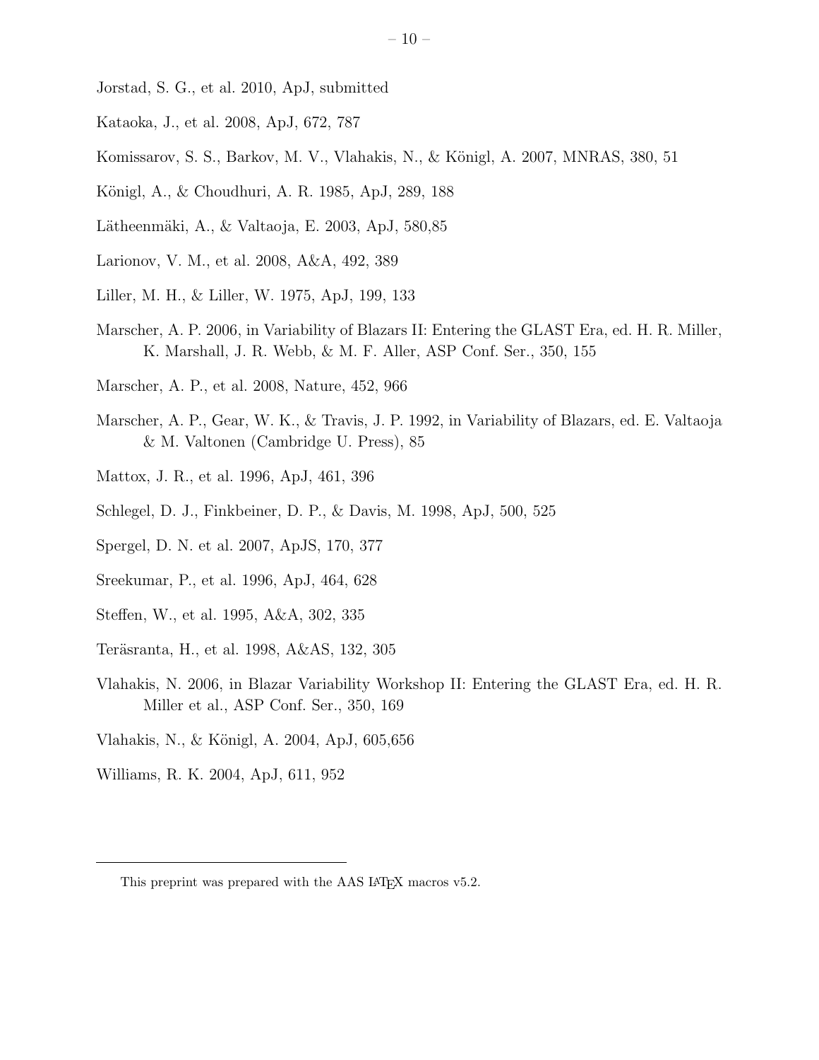Jorstad, S. G., et al. 2010, ApJ, submitted

Kataoka, J., et al. 2008, ApJ, 672, 787

Komissarov, S. S., Barkov, M. V., Vlahakis, N., & Königl, A. 2007, MNRAS, 380, 51

Königl, A., & Choudhuri, A. R. 1985, ApJ, 289, 188

Lätheenmäki, A., & Valtaoja, E. 2003, ApJ, 580,85

Larionov, V. M., et al. 2008, A&A, 492, 389

Liller, M. H., & Liller, W. 1975, ApJ, 199, 133

Marscher, A. P. 2006, in Variability of Blazars II: Entering the GLAST Era, ed. H. R. Miller, K. Marshall, J. R. Webb, & M. F. Aller, ASP Conf. Ser., 350, 155

Marscher, A. P., et al. 2008, Nature, 452, 966

Marscher, A. P., Gear, W. K., & Travis, J. P. 1992, in Variability of Blazars, ed. E. Valtaoja & M. Valtonen (Cambridge U. Press), 85

Mattox, J. R., et al. 1996, ApJ, 461, 396

Schlegel, D. J., Finkbeiner, D. P., & Davis, M. 1998, ApJ, 500, 525

Spergel, D. N. et al. 2007, ApJS, 170, 377

Sreekumar, P., et al. 1996, ApJ, 464, 628

Steffen, W., et al. 1995, A&A, 302, 335

Teräsranta, H., et al. 1998, A&AS, 132, 305

Vlahakis, N. 2006, in Blazar Variability Workshop II: Entering the GLAST Era, ed. H. R. Miller et al., ASP Conf. Ser., 350, 169

Vlahakis, N., & Königl, A. 2004, ApJ, 605,656

Williams, R. K. 2004, ApJ, 611, 952

---

This preprint was prepared with the AAS LaTeX macros v5.2.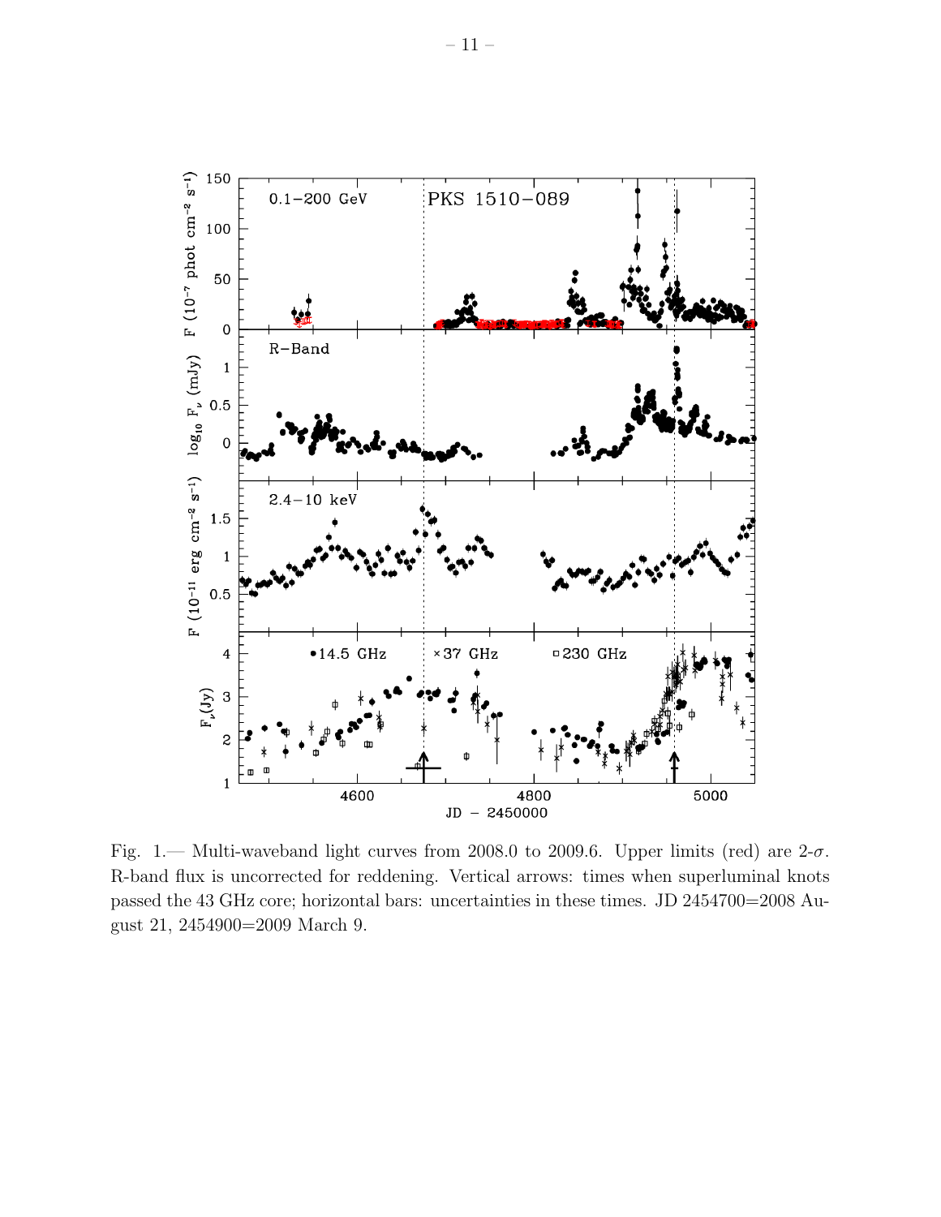Fig. 1.— Multi-waveband light curves from 2008.0 to 2009.6. Upper limits (red) are 2-$\sigma$. R-band flux is uncorrected for reddening. Vertical arrows: times when superluminal knots passed the 43 GHz core; horizontal bars: uncertainties in these times. JD 2454700=2008 August 21, 2454900=2009 March 9.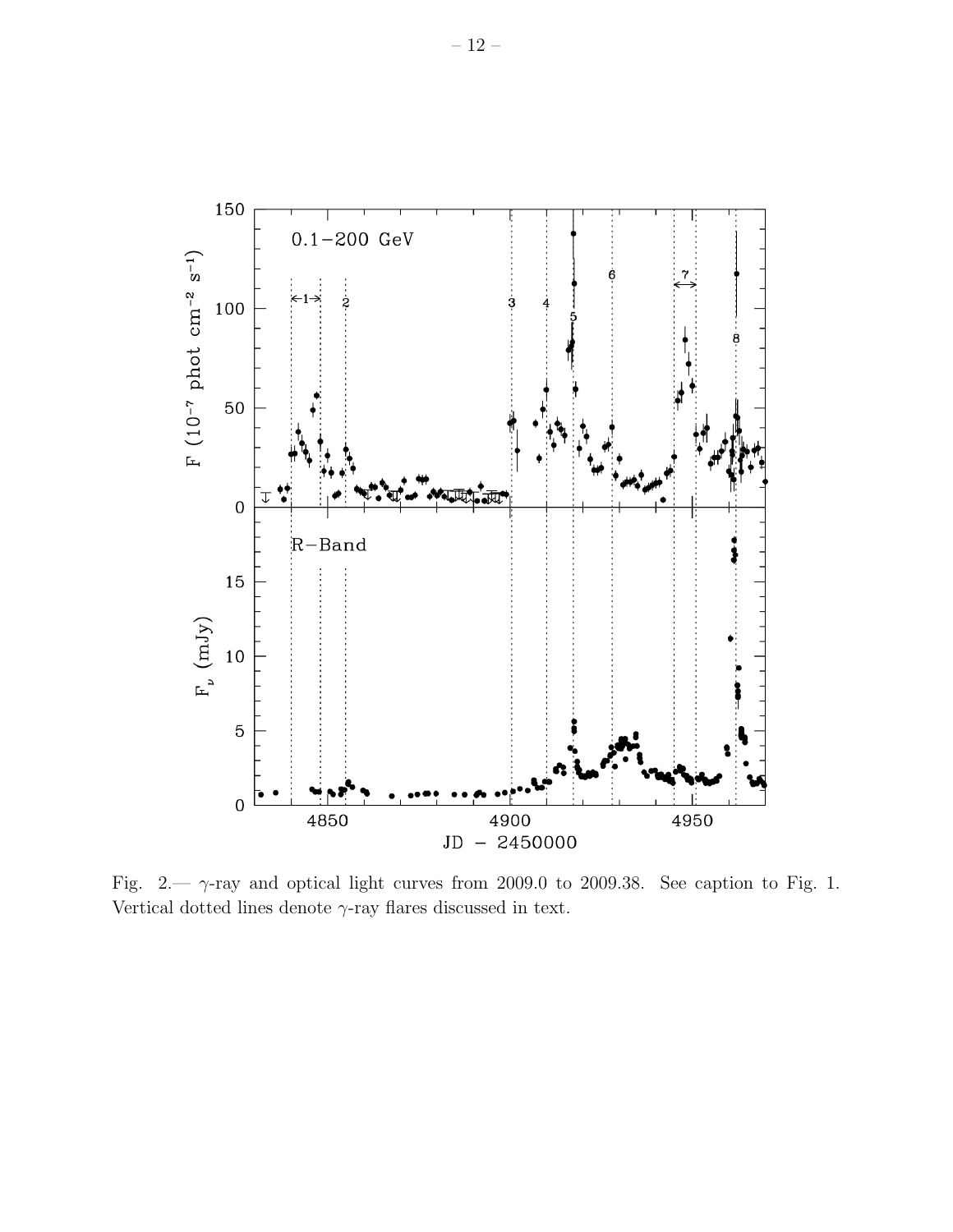Fig. 2.— $\gamma$-ray and optical light curves from 2009.0 to 2009.38. See caption to Fig. 1. Vertical dotted lines denote $\gamma$-ray flares discussed in text.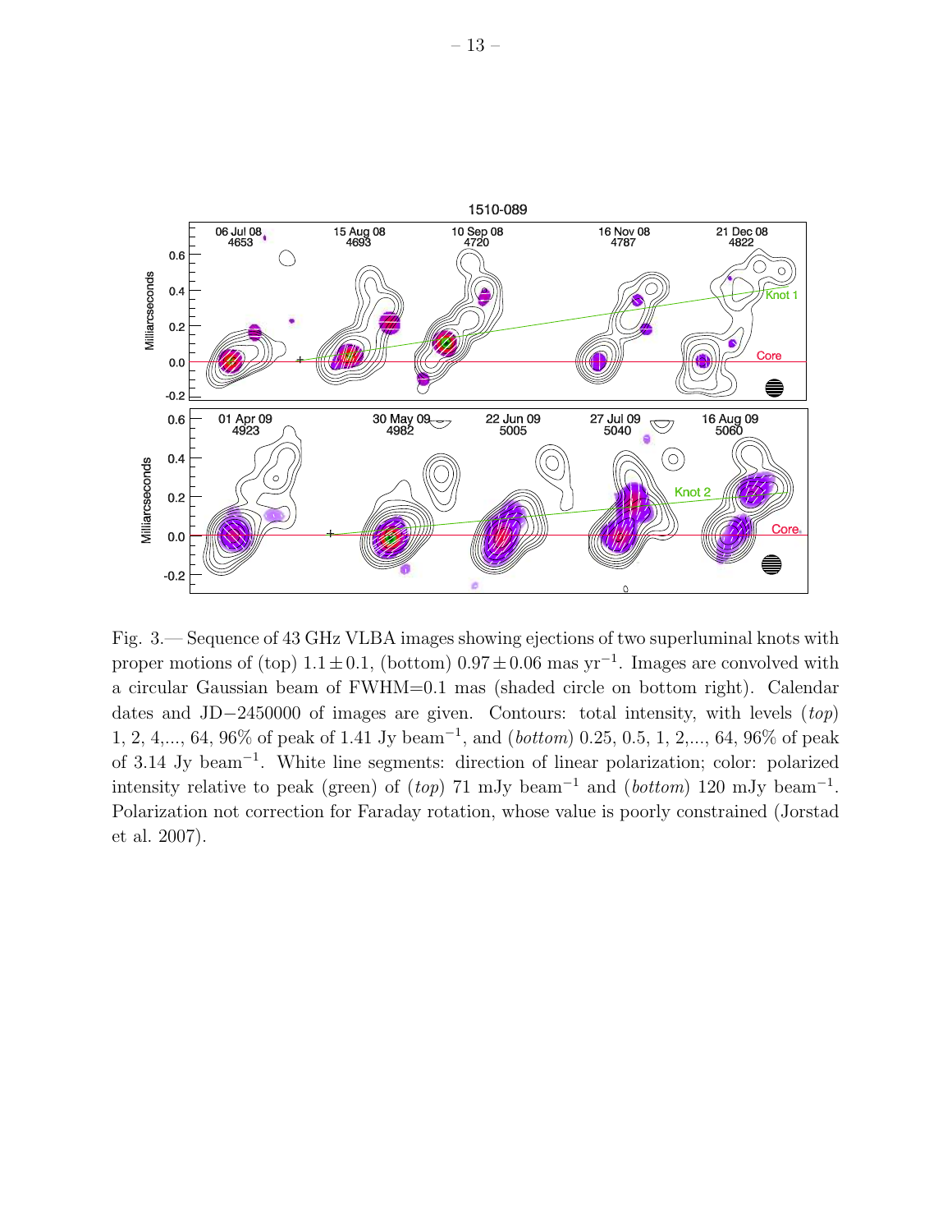Fig. 3.— Sequence of 43 GHz VLBA images showing ejections of two superluminal knots with proper motions of (top) $1.1 \pm 0.1$, (bottom) $0.97 \pm 0.06$ mas yr$^{-1}$. Images are convolved with a circular Gaussian beam of FWHM=0.1 mas (shaded circle on bottom right). Calendar dates and JD$-$2450000 of images are given. Contours: total intensity, with levels (*top*) 1, 2, 4,..., 64, 96% of peak of 1.41 Jy beam$^{-1}$, and (*bottom*) 0.25, 0.5, 1, 2,..., 64, 96% of peak of 3.14 Jy beam$^{-1}$. White line segments: direction of linear polarization; color: polarized intensity relative to peak (green) of (*top*) 71 mJy beam$^{-1}$ and (*bottom*) 120 mJy beam$^{-1}$. Polarization not correction for Faraday rotation, whose value is poorly constrained (Jorstad et al. 2007).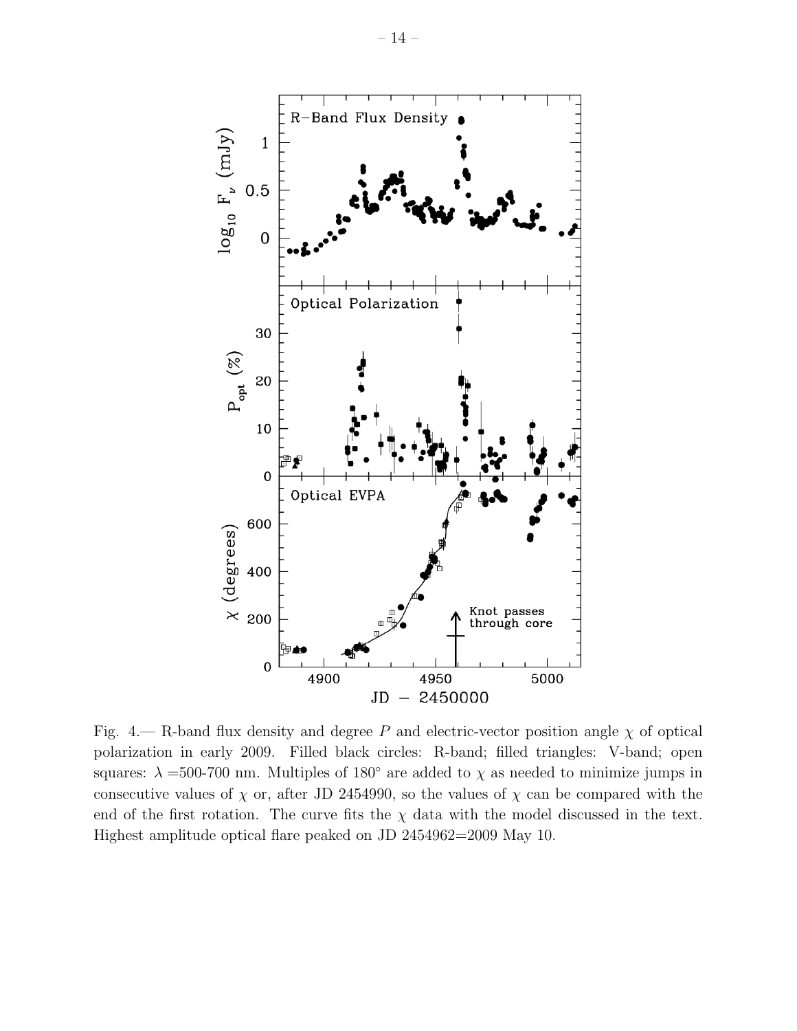Fig. 4.— R-band flux density and degree $P$ and electric-vector position angle $\chi$ of optical polarization in early 2009. Filled black circles: R-band; filled triangles: V-band; open squares: $\lambda$ =500-700 nm. Multiples of 180° are added to $\chi$ as needed to minimize jumps in consecutive values of $\chi$ or, after JD 2454990, so the values of $\chi$ can be compared with the end of the first rotation. The curve fits the $\chi$ data with the model discussed in the text. Highest amplitude optical flare peaked on JD 2454962=2009 May 10.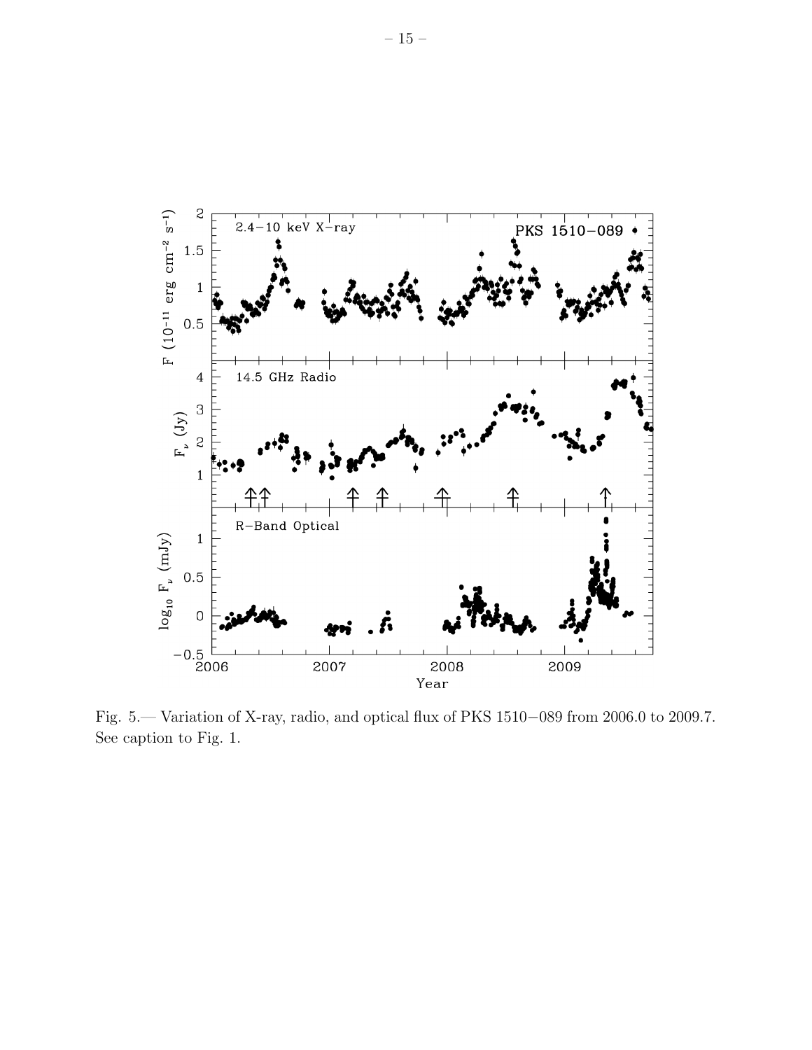2.4−10 keV X-ray

PKS 1510−089

F ($10^{-11}$ erg cm$^{-2}$ s$^{-1}$)

2

1.5

1

0.5

14.5 GHz Radio

$F_\nu$ (Jy)

4

3

2

1

R-Band Optical

$\log_{10} F_\nu$ (mJy)

1

0.5

0

−0.5

2006

2007

2008

2009

Year

Fig. 5.— Variation of X-ray, radio, and optical flux of PKS 1510−089 from 2006.0 to 2009.7. See caption to Fig. 1.